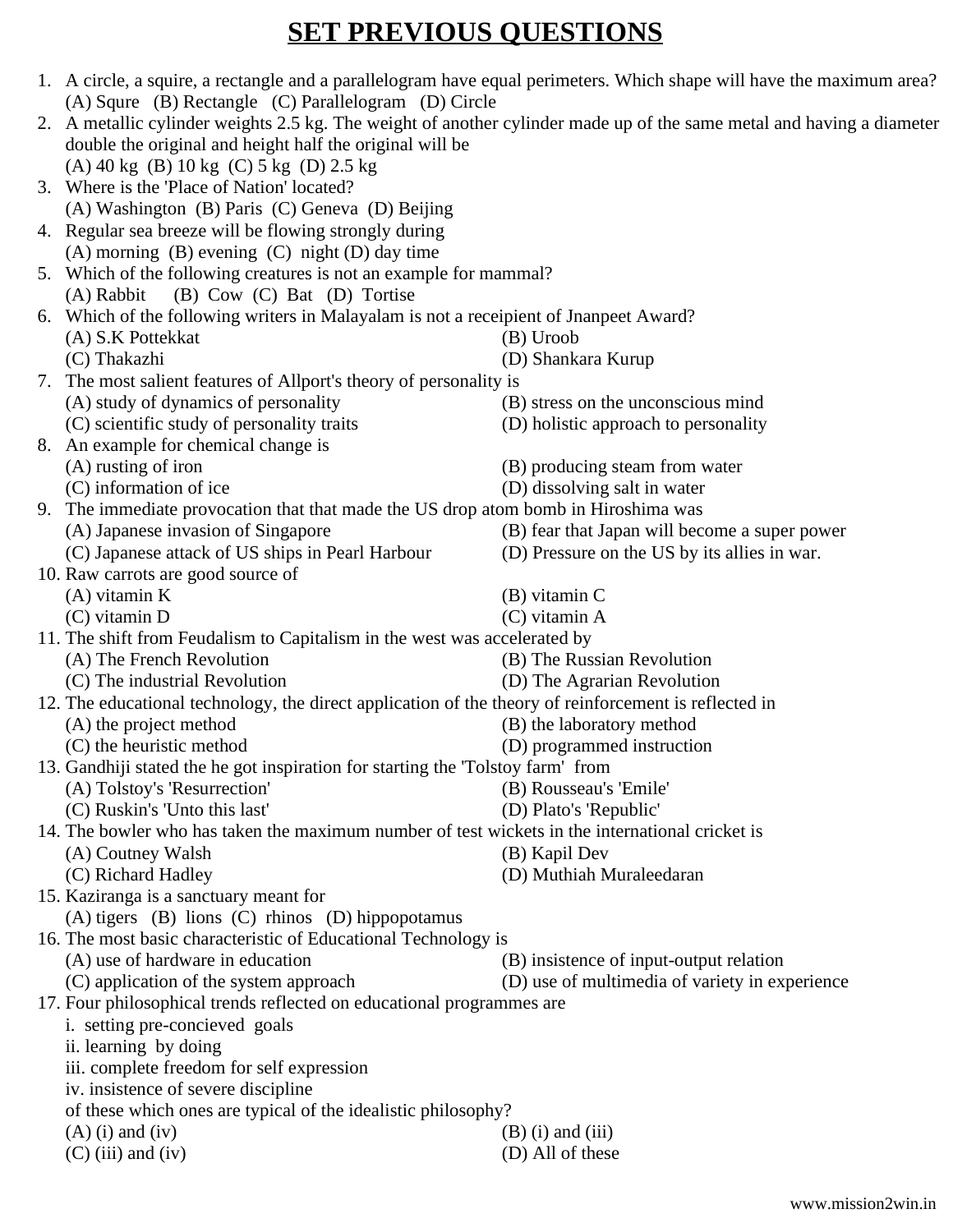# SET PREVIOUS QUESTIONS

1. A circle, a squire, a rectangle and a parallelogram have equal perimeters. Which shape will have the maximum area?
   (A) Squre (B) Rectangle (C) Parallelogram (D) Circle
2. A metallic cylinder weights 2.5 kg. The weight of another cylinder made up of the same metal and having a diameter double the original and height half the original will be
   (A) 40 kg (B) 10 kg (C) 5 kg (D) 2.5 kg
3. Where is the 'Place of Nation' located?
   (A) Washington (B) Paris (C) Geneva (D) Beijing
4. Regular sea breeze will be flowing strongly during
   (A) morning (B) evening (C) night (D) day time
5. Which of the following creatures is not an example for mammal?
   (A) Rabbit (B) Cow (C) Bat (D) Tortise
6. Which of the following writers in Malayalam is not a receipient of Jnanpeet Award?
   (A) S.K Pottekkat
   (B) Uroob
   (C) Thakazhi
   (D) Shankara Kurup
7. The most salient features of Allport's theory of personality is
   (A) study of dynamics of personality
   (B) stress on the unconscious mind
   (C) scientific study of personality traits
   (D) holistic approach to personality
8. An example for chemical change is
   (A) rusting of iron
   (B) producing steam from water
   (C) information of ice
   (D) dissolving salt in water
9. The immediate provocation that that made the US drop atom bomb in Hiroshima was
   (A) Japanese invasion of Singapore
   (B) fear that Japan will become a super power
   (C) Japanese attack of US ships in Pearl Harbour
   (D) Pressure on the US by its allies in war.
10. Raw carrots are good source of
    (A) vitamin K
    (B) vitamin C
    (C) vitamin D
    (C) vitamin A
11. The shift from Feudalism to Capitalism in the west was accelerated by
    (A) The French Revolution
    (B) The Russian Revolution
    (C) The industrial Revolution
    (D) The Agrarian Revolution
12. The educational technology, the direct application of the theory of reinforcement is reflected in
    (A) the project method
    (B) the laboratory method
    (C) the heuristic method
    (D) programmed instruction
13. Gandhiji stated the he got inspiration for starting the 'Tolstoy farm' from
    (A) Tolstoy's 'Resurrection'
    (B) Rousseau's 'Emile'
    (C) Ruskin's 'Unto this last'
    (D) Plato's 'Republic'
14. The bowler who has taken the maximum number of test wickets in the international cricket is
    (A) Coutney Walsh
    (B) Kapil Dev
    (C) Richard Hadley
    (D) Muthiah Muraleedaran
15. Kaziranga is a sanctuary meant for
    (A) tigers (B) lions (C) rhinos (D) hippopotamus
16. The most basic characteristic of Educational Technology is
    (A) use of hardware in education
    (B) insistence of input-output relation
    (C) application of the system approach
    (D) use of multimedia of variety in experience
17. Four philosophical trends reflected on educational programmes are
    i. setting pre-concieved goals
    ii. learning by doing
    iii. complete freedom for self expression
    iv. insistence of severe discipline
    of these which ones are typical of the idealistic philosophy?
    (A) (i) and (iv)
    (B) (i) and (iii)
    (C) (iii) and (iv)
    (D) All of these

www.mission2win.in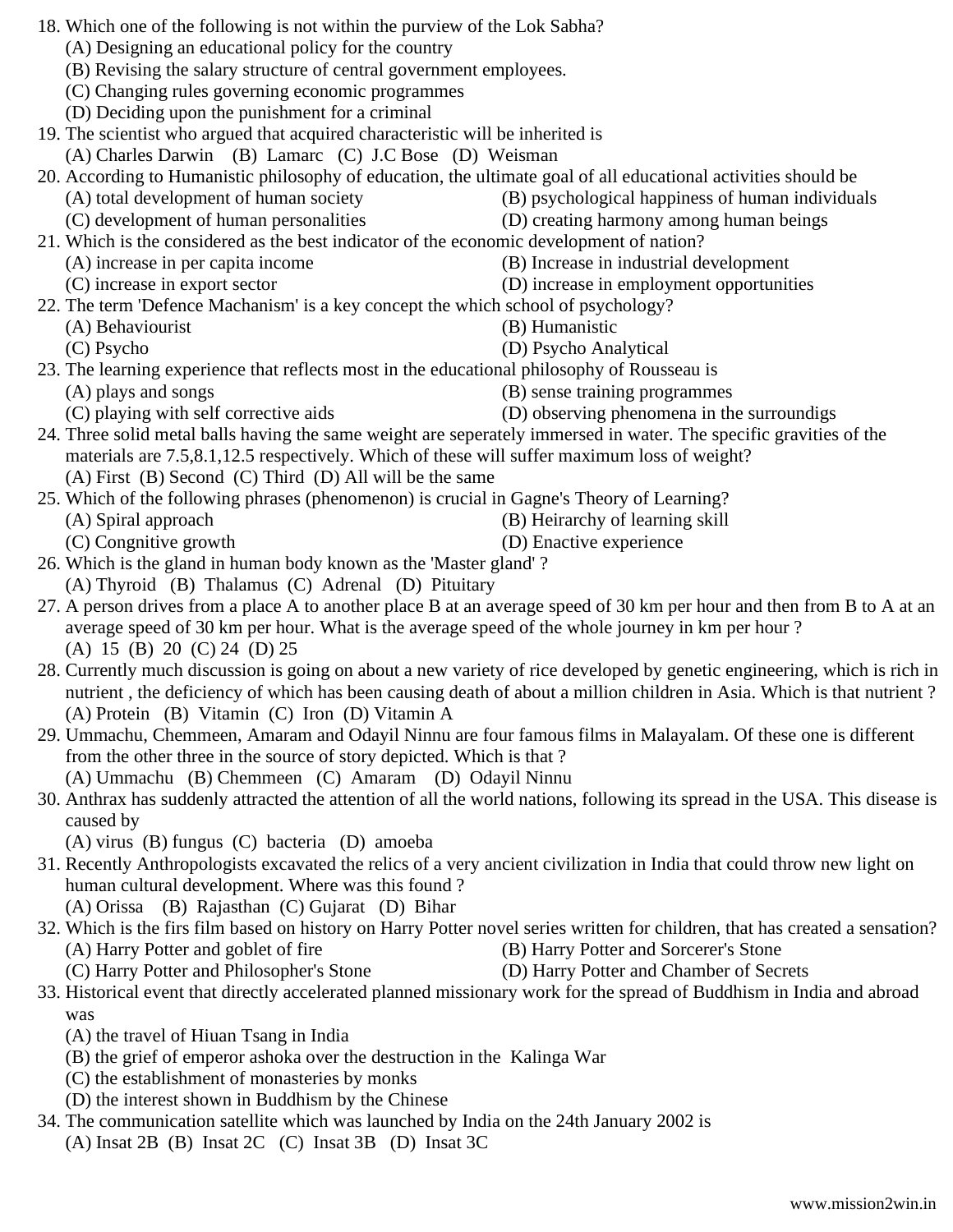18. Which one of the following is not within the purview of the Lok Sabha?
    (A) Designing an educational policy for the country
    (B) Revising the salary structure of central government employees.
    (C) Changing rules governing economic programmes
    (D) Deciding upon the punishment for a criminal
19. The scientist who argued that acquired characteristic will be inherited is
    (A) Charles Darwin (B) Lamarc (C) J.C Bose (D) Weisman
20. According to Humanistic philosophy of education, the ultimate goal of all educational activities should be
    (A) total development of human society
    (B) psychological happiness of human individuals
    (C) development of human personalities
    (D) creating harmony among human beings
21. Which is the considered as the best indicator of the economic development of nation?
    (A) increase in per capita income
    (B) Increase in industrial development
    (C) increase in export sector
    (D) increase in employment opportunities
22. The term 'Defence Machanism' is a key concept the which school of psychology?
    (A) Behaviourist
    (B) Humanistic
    (C) Psycho
    (D) Psycho Analytical
23. The learning experience that reflects most in the educational philosophy of Rousseau is
    (A) plays and songs
    (B) sense training programmes
    (C) playing with self corrective aids
    (D) observing phenomena in the surroundigs
24. Three solid metal balls having the same weight are seperately immersed in water. The specific gravities of the materials are 7.5,8.1,12.5 respectively. Which of these will suffer maximum loss of weight?
    (A) First (B) Second (C) Third (D) All will be the same
25. Which of the following phrases (phenomenon) is crucial in Gagne's Theory of Learning?
    (A) Spiral approach
    (B) Heirarchy of learning skill
    (C) Congnitive growth
    (D) Enactive experience
26. Which is the gland in human body known as the 'Master gland' ?
    (A) Thyroid (B) Thalamus (C) Adrenal (D) Pituitary
27. A person drives from a place A to another place B at an average speed of 30 km per hour and then from B to A at an average speed of 30 km per hour. What is the average speed of the whole journey in km per hour ?
    (A) 15 (B) 20 (C) 24 (D) 25
28. Currently much discussion is going on about a new variety of rice developed by genetic engineering, which is rich in nutrient , the deficiency of which has been causing death of about a million children in Asia. Which is that nutrient ?
    (A) Protein (B) Vitamin (C) Iron (D) Vitamin A
29. Ummachu, Chemmeen, Amaram and Odayil Ninnu are four famous films in Malayalam. Of these one is different from the other three in the source of story depicted. Which is that ?
    (A) Ummachu (B) Chemmeen (C) Amaram (D) Odayil Ninnu
30. Anthrax has suddenly attracted the attention of all the world nations, following its spread in the USA. This disease is caused by
    (A) virus (B) fungus (C) bacteria (D) amoeba
31. Recently Anthropologists excavated the relics of a very ancient civilization in India that could throw new light on human cultural development. Where was this found ?
    (A) Orissa (B) Rajasthan (C) Gujarat (D) Bihar
32. Which is the firs film based on history on Harry Potter novel series written for children, that has created a sensation?
    (A) Harry Potter and goblet of fire
    (B) Harry Potter and Sorcerer's Stone
    (C) Harry Potter and Philosopher's Stone
    (D) Harry Potter and Chamber of Secrets
33. Historical event that directly accelerated planned missionary work for the spread of Buddhism in India and abroad was
    (A) the travel of Hiuan Tsang in India
    (B) the grief of emperor ashoka over the destruction in the Kalinga War
    (C) the establishment of monasteries by monks
    (D) the interest shown in Buddhism by the Chinese
34. The communication satellite which was launched by India on the 24th January 2002 is
    (A) Insat 2B (B) Insat 2C (C) Insat 3B (D) Insat 3C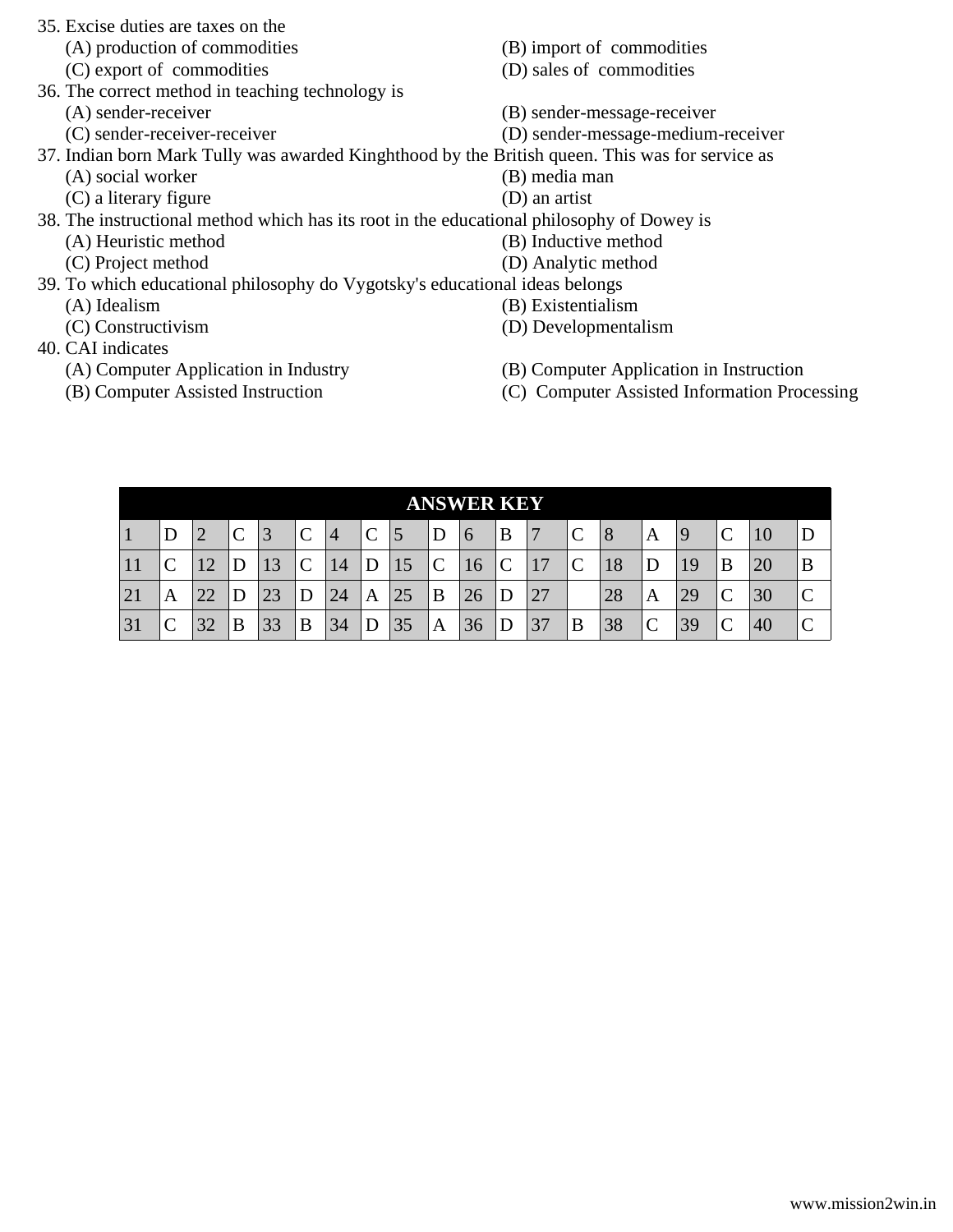35. Excise duties are taxes on the
   (A) production of commodities
   (B) import of commodities
   (C) export of commodities
   (D) sales of commodities

36. The correct method in teaching technology is
   (A) sender-receiver
   (B) sender-message-receiver
   (C) sender-receiver-receiver
   (D) sender-message-medium-receiver

37. Indian born Mark Tully was awarded Kinghthood by the British queen. This was for service as
   (A) social worker
   (B) media man
   (C) a literary figure
   (D) an artist

38. The instructional method which has its root in the educational philosophy of Dowey is
   (A) Heuristic method
   (B) Inductive method
   (C) Project method
   (D) Analytic method

39. To which educational philosophy do Vygotsky's educational ideas belongs
   (A) Idealism
   (B) Existentialism
   (C) Constructivism
   (D) Developmentalism

40. CAI indicates
   (A) Computer Application in Industry
   (B) Computer Application in Instruction
   (B) Computer Assisted Instruction
   (C) Computer Assisted Information Processing

**ANSWER KEY**

| | | | | | | | | | | | | | | | | | | | |
|---|---|---|---|---|---|---|---|---|---|---|---|---|---|---|---|---|---|---|---|
| 1 | D | 2 | C | 3 | C | 4 | C | 5 | D | 6 | B | 7 | C | 8 | A | 9 | C | 10 | D |
| 11 | C | 12 | D | 13 | C | 14 | D | 15 | C | 16 | C | 17 | C | 18 | D | 19 | B | 20 | B |
| 21 | A | 22 | D | 23 | D | 24 | A | 25 | B | 26 | D | 27 | | 28 | A | 29 | C | 30 | C |
| 31 | C | 32 | B | 33 | B | 34 | D | 35 | A | 36 | D | 37 | B | 38 | C | 39 | C | 40 | C |